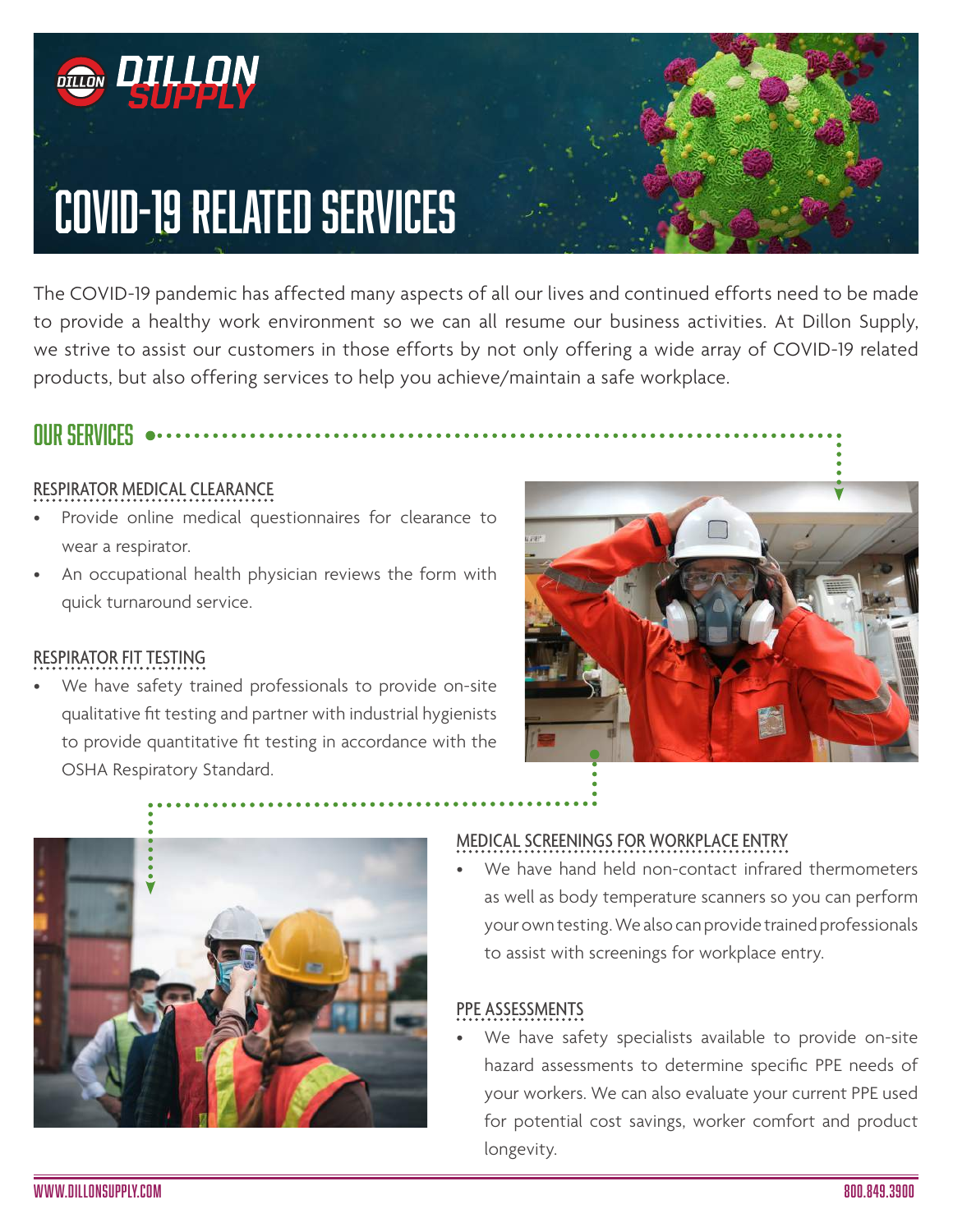DILLON SUPPLY

# COVID-19 RELATED SERVICES

The COVID-19 pandemic has affected many aspects of all our lives and continued efforts need to be made to provide a healthy work environment so we can all resume our business activities. At Dillon Supply, we strive to assist our customers in those efforts by not only offering a wide array of COVID-19 related products, but also offering services to help you achieve/maintain a safe workplace.

## OUR SERVICES

### RESPIRATOR MEDICAL CLEARANCE

- Provide online medical questionnaires for clearance to wear a respirator.
- An occupational health physician reviews the form with quick turnaround service.

### RESPIRATOR FIT TESTING

- We have safety trained professionals to provide on-site qualitative fit testing and partner with industrial hygienists to provide quantitative fit testing in accordance with the OSHA Respiratory Standard.

### MEDICAL SCREENINGS FOR WORKPLACE ENTRY

- We have hand held non-contact infrared thermometers as well as body temperature scanners so you can perform your own testing. We also can provide trained professionals to assist with screenings for workplace entry.

### PPE ASSESSMENTS

- We have safety specialists available to provide on-site hazard assessments to determine specific PPE needs of your workers. We can also evaluate your current PPE used for potential cost savings, worker comfort and product longevity.

WWW.DILLONSUPPLY.COM 800.849.3900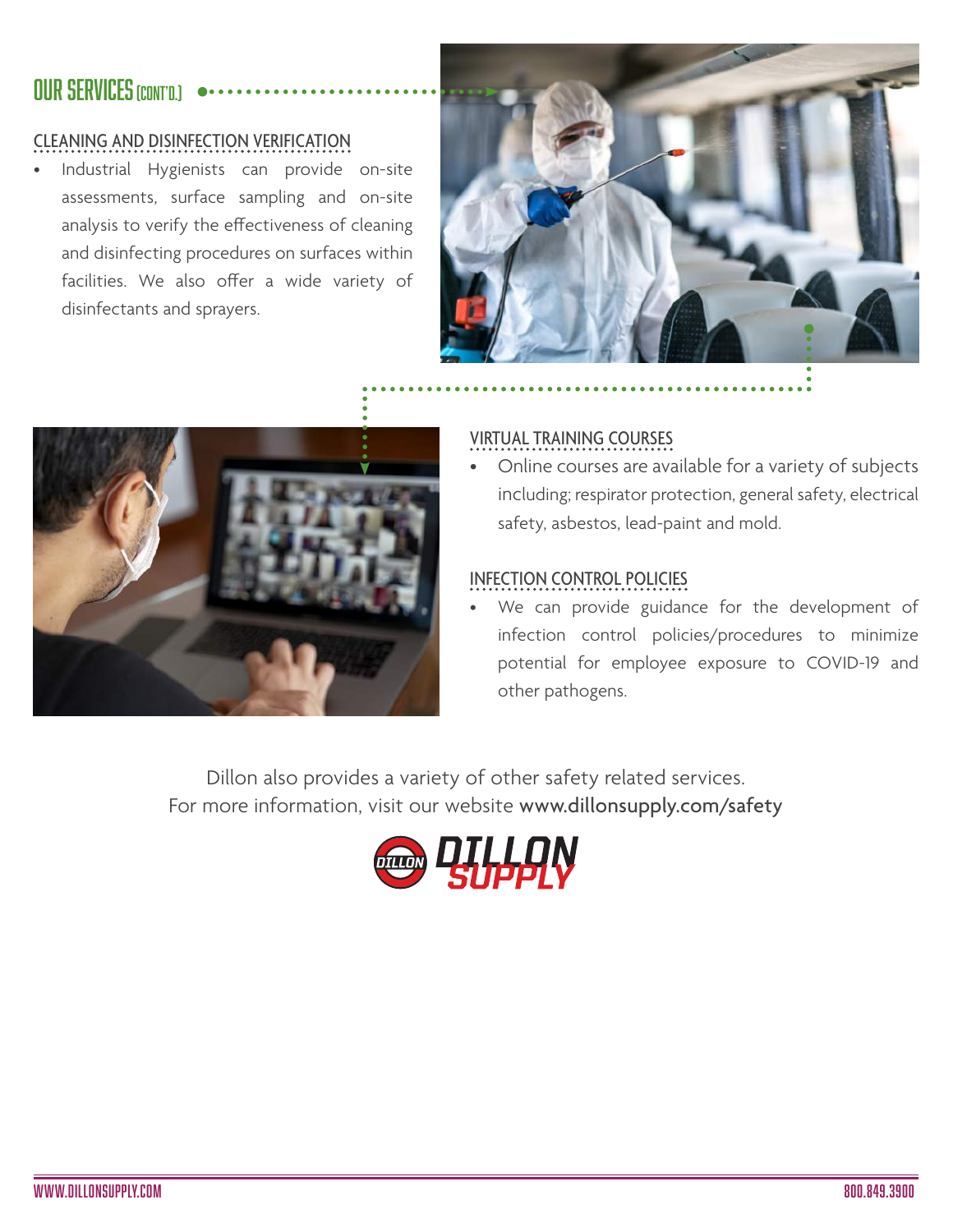## OUR SERVICES (CONT'D.)

### CLEANING AND DISINFECTION VERIFICATION

- Industrial Hygienists can provide on-site assessments, surface sampling and on-site analysis to verify the effectiveness of cleaning and disinfecting procedures on surfaces within facilities. We also offer a wide variety of disinfectants and sprayers.

### VIRTUAL TRAINING COURSES

- Online courses are available for a variety of subjects including; respirator protection, general safety, electrical safety, asbestos, lead-paint and mold.

### INFECTION CONTROL POLICIES

- We can provide guidance for the development of infection control policies/procedures to minimize potential for employee exposure to COVID-19 and other pathogens.

Dillon also provides a variety of other safety related services.
For more information, visit our website **www.dillonsupply.com/safety**

DILLON SUPPLY